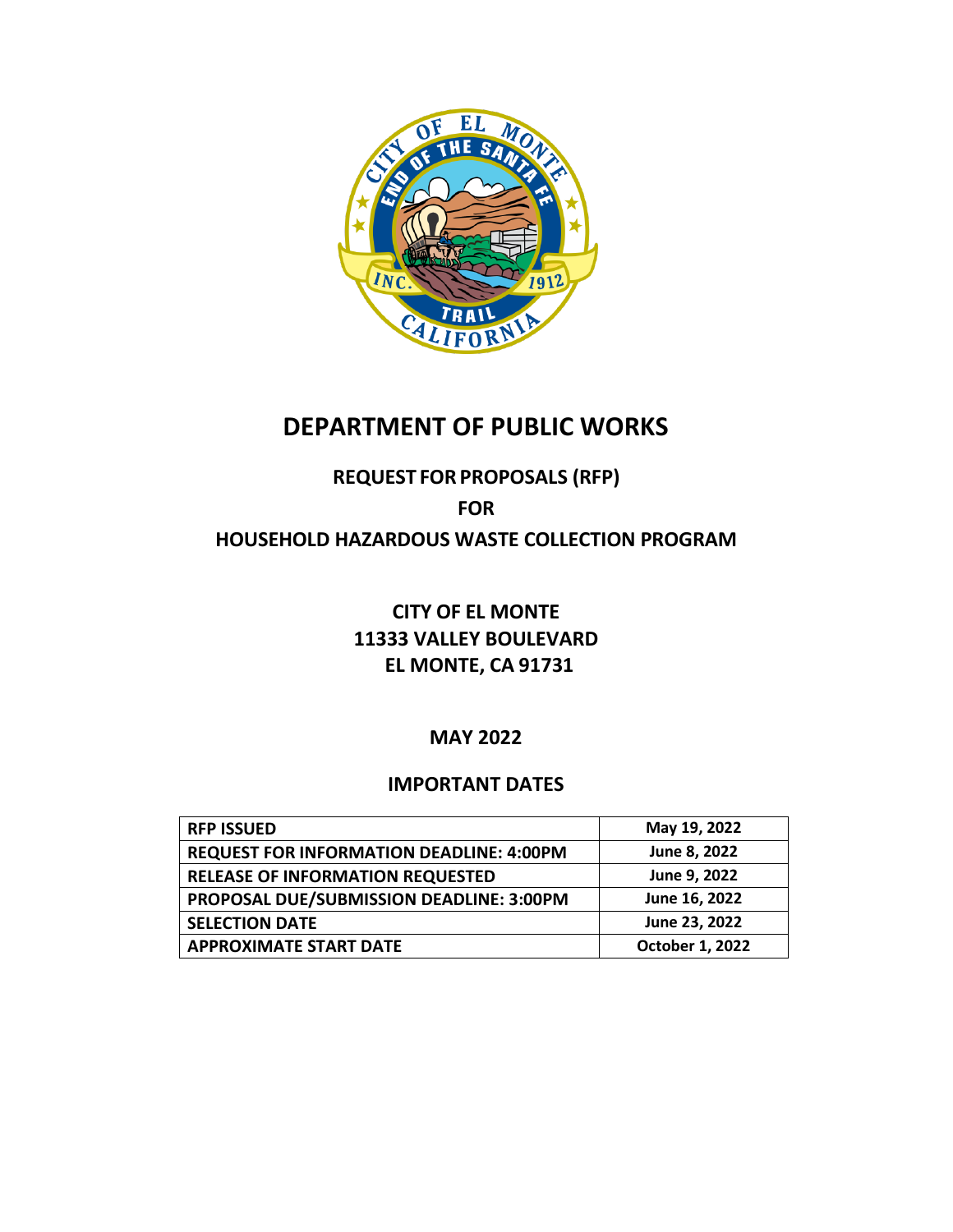# DEPARTMENT OF PUBLIC WORKS

## REQUEST FOR PROPOSALS (RFP)

## FOR

## HOUSEHOLD HAZARDOUS WASTE COLLECTION PROGRAM

**CITY OF EL MONTE**
**11333 VALLEY BOULEVARD**
**EL MONTE, CA 91731**

**MAY 2022**

## IMPORTANT DATES

| | |
|---|---|
| **RFP ISSUED** | **May 19, 2022** |
| **REQUEST FOR INFORMATION DEADLINE: 4:00PM** | **June 8, 2022** |
| **RELEASE OF INFORMATION REQUESTED** | **June 9, 2022** |
| **PROPOSAL DUE/SUBMISSION DEADLINE: 3:00PM** | **June 16, 2022** |
| **SELECTION DATE** | **June 23, 2022** |
| **APPROXIMATE START DATE** | **October 1, 2022** |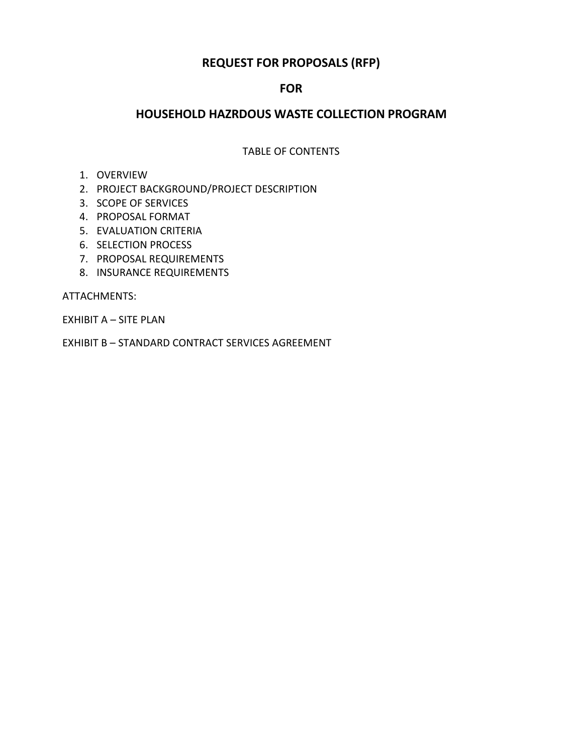# REQUEST FOR PROPOSALS (RFP)

# FOR

# HOUSEHOLD HAZRDOUS WASTE COLLECTION PROGRAM

TABLE OF CONTENTS

1. OVERVIEW
2. PROJECT BACKGROUND/PROJECT DESCRIPTION
3. SCOPE OF SERVICES
4. PROPOSAL FORMAT
5. EVALUATION CRITERIA
6. SELECTION PROCESS
7. PROPOSAL REQUIREMENTS
8. INSURANCE REQUIREMENTS

ATTACHMENTS:

EXHIBIT A – SITE PLAN

EXHIBIT B – STANDARD CONTRACT SERVICES AGREEMENT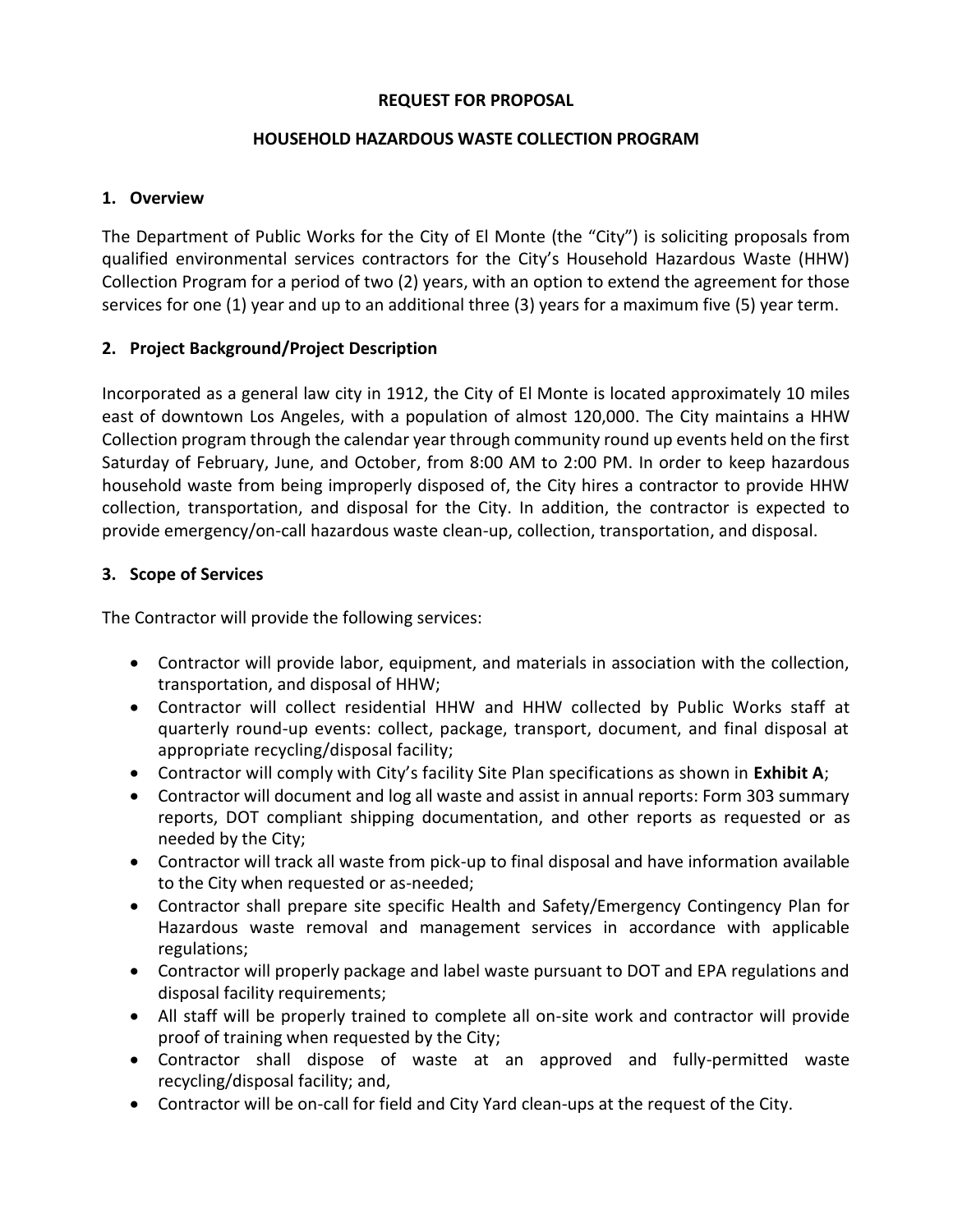**REQUEST FOR PROPOSAL**

**HOUSEHOLD HAZARDOUS WASTE COLLECTION PROGRAM**

## 1. Overview

The Department of Public Works for the City of El Monte (the "City") is soliciting proposals from qualified environmental services contractors for the City's Household Hazardous Waste (HHW) Collection Program for a period of two (2) years, with an option to extend the agreement for those services for one (1) year and up to an additional three (3) years for a maximum five (5) year term.

## 2. Project Background/Project Description

Incorporated as a general law city in 1912, the City of El Monte is located approximately 10 miles east of downtown Los Angeles, with a population of almost 120,000. The City maintains a HHW Collection program through the calendar year through community round up events held on the first Saturday of February, June, and October, from 8:00 AM to 2:00 PM. In order to keep hazardous household waste from being improperly disposed of, the City hires a contractor to provide HHW collection, transportation, and disposal for the City. In addition, the contractor is expected to provide emergency/on-call hazardous waste clean-up, collection, transportation, and disposal.

## 3. Scope of Services

The Contractor will provide the following services:

- Contractor will provide labor, equipment, and materials in association with the collection, transportation, and disposal of HHW;
- Contractor will collect residential HHW and HHW collected by Public Works staff at quarterly round-up events: collect, package, transport, document, and final disposal at appropriate recycling/disposal facility;
- Contractor will comply with City's facility Site Plan specifications as shown in **Exhibit A**;
- Contractor will document and log all waste and assist in annual reports: Form 303 summary reports, DOT compliant shipping documentation, and other reports as requested or as needed by the City;
- Contractor will track all waste from pick-up to final disposal and have information available to the City when requested or as-needed;
- Contractor shall prepare site specific Health and Safety/Emergency Contingency Plan for Hazardous waste removal and management services in accordance with applicable regulations;
- Contractor will properly package and label waste pursuant to DOT and EPA regulations and disposal facility requirements;
- All staff will be properly trained to complete all on-site work and contractor will provide proof of training when requested by the City;
- Contractor shall dispose of waste at an approved and fully-permitted waste recycling/disposal facility; and,
- Contractor will be on-call for field and City Yard clean-ups at the request of the City.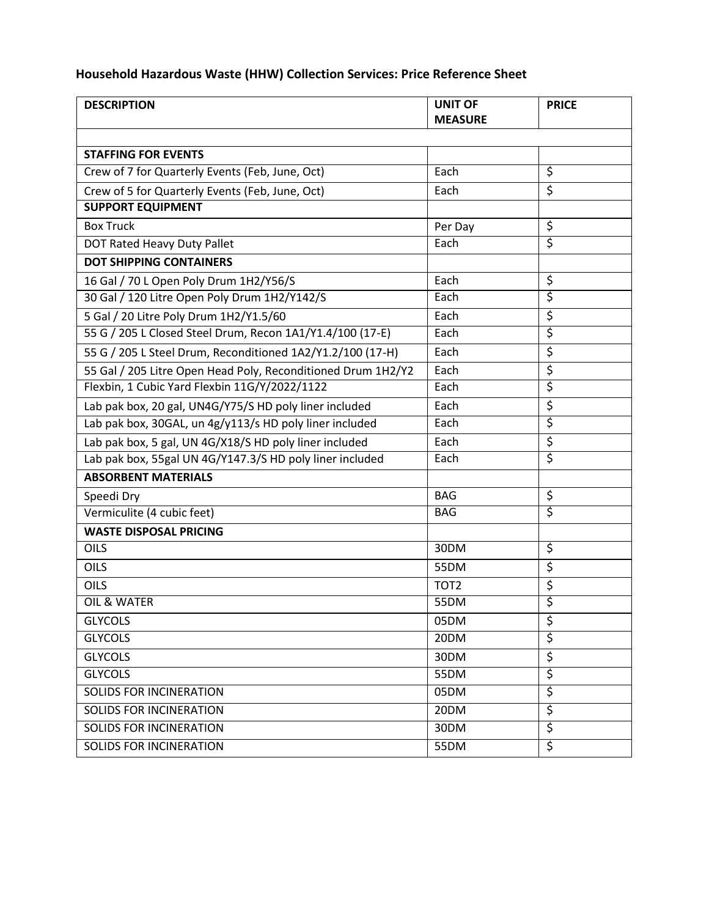**Household Hazardous Waste (HHW) Collection Services: Price Reference Sheet**

| DESCRIPTION | UNIT OF MEASURE | PRICE |
|---|---|---|
| | | |
| **STAFFING FOR EVENTS** | | |
| Crew of 7 for Quarterly Events (Feb, June, Oct) | Each | $ |
| Crew of 5 for Quarterly Events (Feb, June, Oct) | Each | $ |
| **SUPPORT EQUIPMENT** | | |
| Box Truck | Per Day | $ |
| DOT Rated Heavy Duty Pallet | Each | $ |
| **DOT SHIPPING CONTAINERS** | | |
| 16 Gal / 70 L Open Poly Drum 1H2/Y56/S | Each | $ |
| 30 Gal / 120 Litre Open Poly Drum 1H2/Y142/S | Each | $ |
| 5 Gal / 20 Litre Poly Drum 1H2/Y1.5/60 | Each | $ |
| 55 G / 205 L Closed Steel Drum, Recon 1A1/Y1.4/100 (17-E) | Each | $ |
| 55 G / 205 L Steel Drum, Reconditioned 1A2/Y1.2/100 (17-H) | Each | $ |
| 55 Gal / 205 Litre Open Head Poly, Reconditioned Drum 1H2/Y2 | Each | $ |
| Flexbin, 1 Cubic Yard Flexbin 11G/Y/2022/1122 | Each | $ |
| Lab pak box, 20 gal, UN4G/Y75/S HD poly liner included | Each | $ |
| Lab pak box, 30GAL, un 4g/y113/s HD poly liner included | Each | $ |
| Lab pak box, 5 gal, UN 4G/X18/S HD poly liner included | Each | $ |
| Lab pak box, 55gal UN 4G/Y147.3/S HD poly liner included | Each | $ |
| **ABSORBENT MATERIALS** | | |
| Speedi Dry | BAG | $ |
| Vermiculite (4 cubic feet) | BAG | $ |
| **WASTE DISPOSAL PRICING** | | |
| OILS | 30DM | $ |
| OILS | 55DM | $ |
| OILS | TOT2 | $ |
| OIL & WATER | 55DM | $ |
| GLYCOLS | 05DM | $ |
| GLYCOLS | 20DM | $ |
| GLYCOLS | 30DM | $ |
| GLYCOLS | 55DM | $ |
| SOLIDS FOR INCINERATION | 05DM | $ |
| SOLIDS FOR INCINERATION | 20DM | $ |
| SOLIDS FOR INCINERATION | 30DM | $ |
| SOLIDS FOR INCINERATION | 55DM | $ |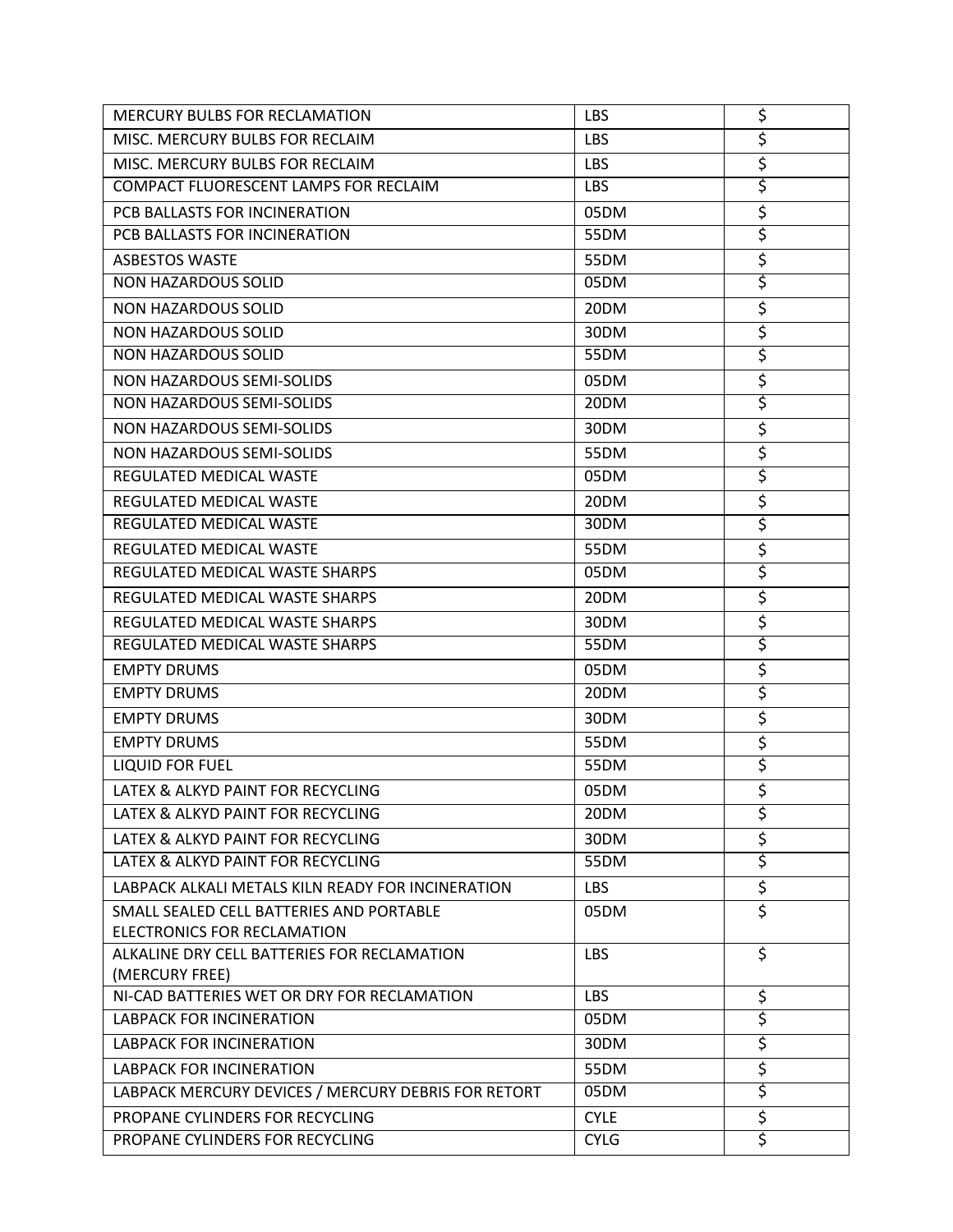| MERCURY BULBS FOR RECLAMATION | LBS | $ |
| --- | --- | --- |
| MISC. MERCURY BULBS FOR RECLAIM | LBS | $ |
| MISC. MERCURY BULBS FOR RECLAIM | LBS | $ |
| COMPACT FLUORESCENT LAMPS FOR RECLAIM | LBS | $ |
| PCB BALLASTS FOR INCINERATION | 05DM | $ |
| PCB BALLASTS FOR INCINERATION | 55DM | $ |
| ASBESTOS WASTE | 55DM | $ |
| NON HAZARDOUS SOLID | 05DM | $ |
| NON HAZARDOUS SOLID | 20DM | $ |
| NON HAZARDOUS SOLID | 30DM | $ |
| NON HAZARDOUS SOLID | 55DM | $ |
| NON HAZARDOUS SEMI-SOLIDS | 05DM | $ |
| NON HAZARDOUS SEMI-SOLIDS | 20DM | $ |
| NON HAZARDOUS SEMI-SOLIDS | 30DM | $ |
| NON HAZARDOUS SEMI-SOLIDS | 55DM | $ |
| REGULATED MEDICAL WASTE | 05DM | $ |
| REGULATED MEDICAL WASTE | 20DM | $ |
| REGULATED MEDICAL WASTE | 30DM | $ |
| REGULATED MEDICAL WASTE | 55DM | $ |
| REGULATED MEDICAL WASTE SHARPS | 05DM | $ |
| REGULATED MEDICAL WASTE SHARPS | 20DM | $ |
| REGULATED MEDICAL WASTE SHARPS | 30DM | $ |
| REGULATED MEDICAL WASTE SHARPS | 55DM | $ |
| EMPTY DRUMS | 05DM | $ |
| EMPTY DRUMS | 20DM | $ |
| EMPTY DRUMS | 30DM | $ |
| EMPTY DRUMS | 55DM | $ |
| LIQUID FOR FUEL | 55DM | $ |
| LATEX & ALKYD PAINT FOR RECYCLING | 05DM | $ |
| LATEX & ALKYD PAINT FOR RECYCLING | 20DM | $ |
| LATEX & ALKYD PAINT FOR RECYCLING | 30DM | $ |
| LATEX & ALKYD PAINT FOR RECYCLING | 55DM | $ |
| LABPACK ALKALI METALS KILN READY FOR INCINERATION | LBS | $ |
| SMALL SEALED CELL BATTERIES AND PORTABLE ELECTRONICS FOR RECLAMATION | 05DM | $ |
| ALKALINE DRY CELL BATTERIES FOR RECLAMATION (MERCURY FREE) | LBS | $ |
| NI-CAD BATTERIES WET OR DRY FOR RECLAMATION | LBS | $ |
| LABPACK FOR INCINERATION | 05DM | $ |
| LABPACK FOR INCINERATION | 30DM | $ |
| LABPACK FOR INCINERATION | 55DM | $ |
| LABPACK MERCURY DEVICES / MERCURY DEBRIS FOR RETORT | 05DM | $ |
| PROPANE CYLINDERS FOR RECYCLING | CYLE | $ |
| PROPANE CYLINDERS FOR RECYCLING | CYLG | $ |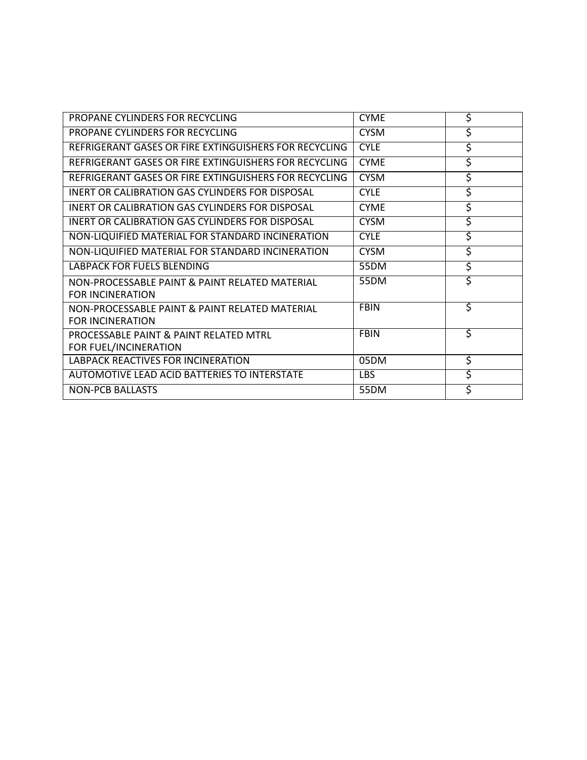| PROPANE CYLINDERS FOR RECYCLING | CYME | $ |
|---|---|---|
| PROPANE CYLINDERS FOR RECYCLING | CYSM | $ |
| REFRIGERANT GASES OR FIRE EXTINGUISHERS FOR RECYCLING | CYLE | $ |
| REFRIGERANT GASES OR FIRE EXTINGUISHERS FOR RECYCLING | CYME | $ |
| REFRIGERANT GASES OR FIRE EXTINGUISHERS FOR RECYCLING | CYSM | $ |
| INERT OR CALIBRATION GAS CYLINDERS FOR DISPOSAL | CYLE | $ |
| INERT OR CALIBRATION GAS CYLINDERS FOR DISPOSAL | CYME | $ |
| INERT OR CALIBRATION GAS CYLINDERS FOR DISPOSAL | CYSM | $ |
| NON-LIQUIFIED MATERIAL FOR STANDARD INCINERATION | CYLE | $ |
| NON-LIQUIFIED MATERIAL FOR STANDARD INCINERATION | CYSM | $ |
| LABPACK FOR FUELS BLENDING | 55DM | $ |
| NON-PROCESSABLE PAINT & PAINT RELATED MATERIAL FOR INCINERATION | 55DM | $ |
| NON-PROCESSABLE PAINT & PAINT RELATED MATERIAL FOR INCINERATION | FBIN | $ |
| PROCESSABLE PAINT & PAINT RELATED MTRL FOR FUEL/INCINERATION | FBIN | $ |
| LABPACK REACTIVES FOR INCINERATION | 05DM | $ |
| AUTOMOTIVE LEAD ACID BATTERIES TO INTERSTATE | LBS | $ |
| NON-PCB BALLASTS | 55DM | $ |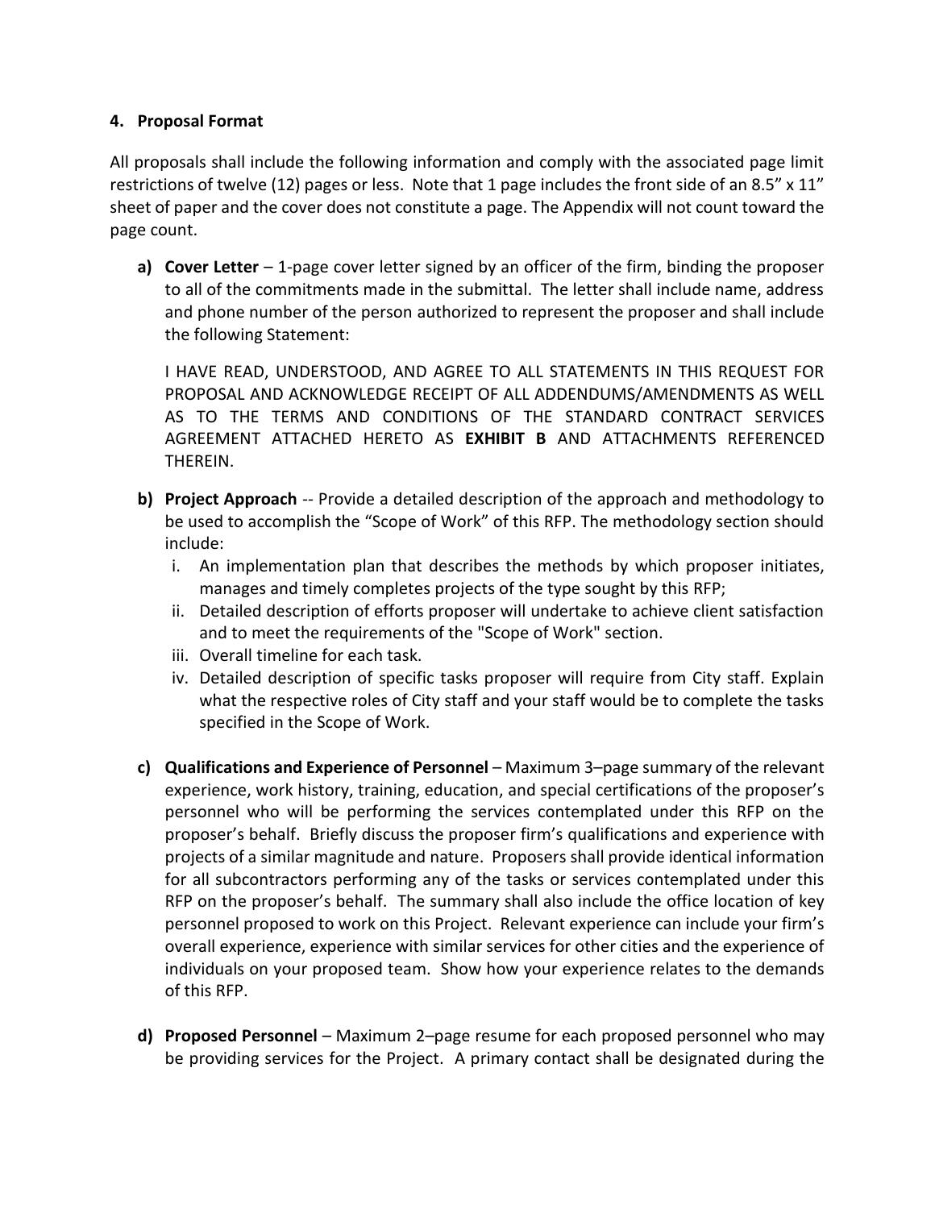#### 4. Proposal Format

All proposals shall include the following information and comply with the associated page limit restrictions of twelve (12) pages or less. Note that 1 page includes the front side of an 8.5" x 11" sheet of paper and the cover does not constitute a page. The Appendix will not count toward the page count.

**a) Cover Letter** – 1-page cover letter signed by an officer of the firm, binding the proposer to all of the commitments made in the submittal. The letter shall include name, address and phone number of the person authorized to represent the proposer and shall include the following Statement:

   I HAVE READ, UNDERSTOOD, AND AGREE TO ALL STATEMENTS IN THIS REQUEST FOR PROPOSAL AND ACKNOWLEDGE RECEIPT OF ALL ADDENDUMS/AMENDMENTS AS WELL AS TO THE TERMS AND CONDITIONS OF THE STANDARD CONTRACT SERVICES AGREEMENT ATTACHED HERETO AS **EXHIBIT B** AND ATTACHMENTS REFERENCED THEREIN.

**b) Project Approach** -- Provide a detailed description of the approach and methodology to be used to accomplish the "Scope of Work" of this RFP. The methodology section should include:

   i. An implementation plan that describes the methods by which proposer initiates, manages and timely completes projects of the type sought by this RFP;
   ii. Detailed description of efforts proposer will undertake to achieve client satisfaction and to meet the requirements of the "Scope of Work" section.
   iii. Overall timeline for each task.
   iv. Detailed description of specific tasks proposer will require from City staff. Explain what the respective roles of City staff and your staff would be to complete the tasks specified in the Scope of Work.

**c) Qualifications and Experience of Personnel** – Maximum 3–page summary of the relevant experience, work history, training, education, and special certifications of the proposer's personnel who will be performing the services contemplated under this RFP on the proposer's behalf. Briefly discuss the proposer firm's qualifications and experience with projects of a similar magnitude and nature. Proposers shall provide identical information for all subcontractors performing any of the tasks or services contemplated under this RFP on the proposer's behalf. The summary shall also include the office location of key personnel proposed to work on this Project. Relevant experience can include your firm's overall experience, experience with similar services for other cities and the experience of individuals on your proposed team. Show how your experience relates to the demands of this RFP.

**d) Proposed Personnel** – Maximum 2–page resume for each proposed personnel who may be providing services for the Project. A primary contact shall be designated during the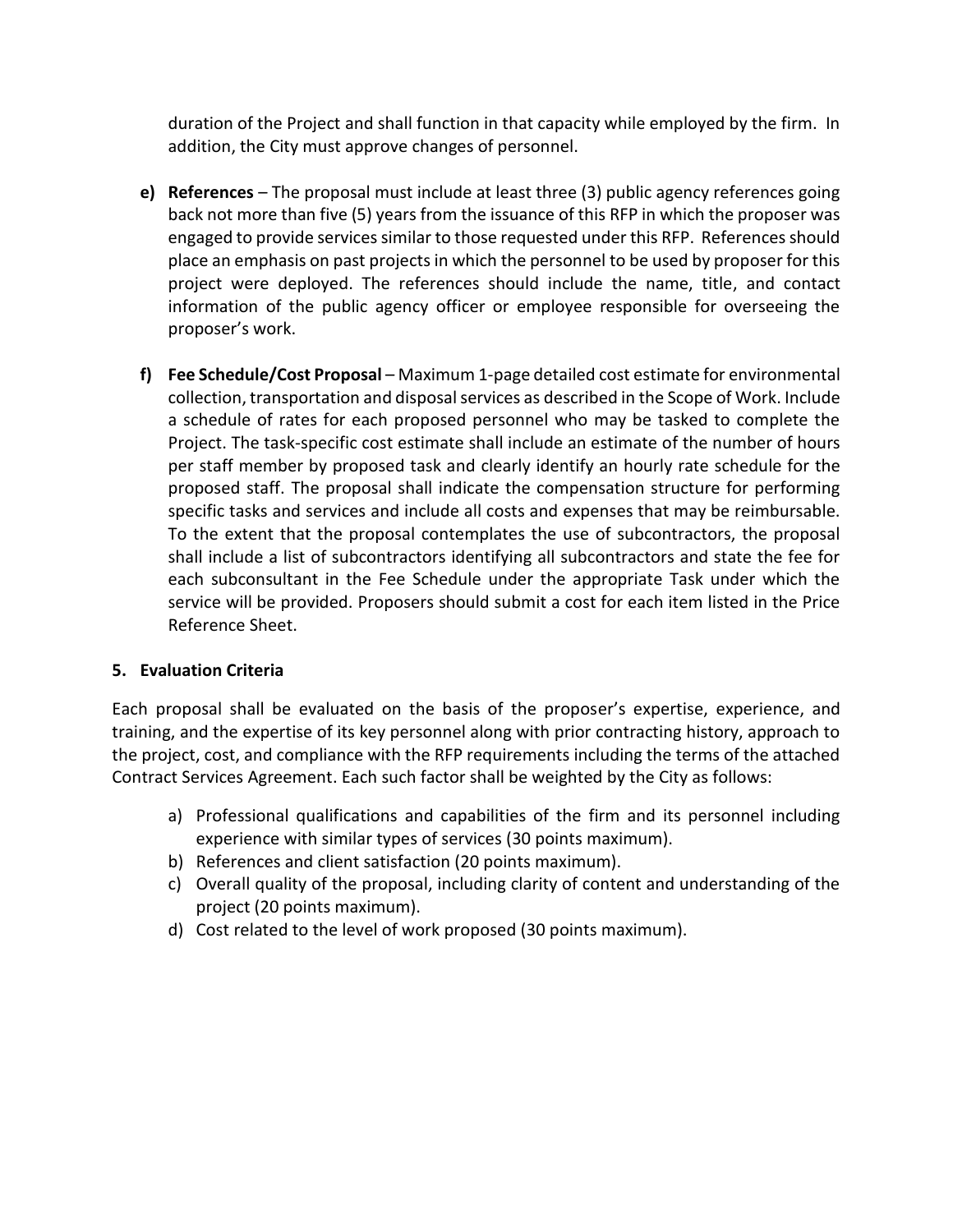duration of the Project and shall function in that capacity while employed by the firm. In addition, the City must approve changes of personnel.

e) **References** – The proposal must include at least three (3) public agency references going back not more than five (5) years from the issuance of this RFP in which the proposer was engaged to provide services similar to those requested under this RFP. References should place an emphasis on past projects in which the personnel to be used by proposer for this project were deployed. The references should include the name, title, and contact information of the public agency officer or employee responsible for overseeing the proposer's work.

f) **Fee Schedule/Cost Proposal** – Maximum 1-page detailed cost estimate for environmental collection, transportation and disposal services as described in the Scope of Work. Include a schedule of rates for each proposed personnel who may be tasked to complete the Project. The task-specific cost estimate shall include an estimate of the number of hours per staff member by proposed task and clearly identify an hourly rate schedule for the proposed staff. The proposal shall indicate the compensation structure for performing specific tasks and services and include all costs and expenses that may be reimbursable. To the extent that the proposal contemplates the use of subcontractors, the proposal shall include a list of subcontractors identifying all subcontractors and state the fee for each subconsultant in the Fee Schedule under the appropriate Task under which the service will be provided. Proposers should submit a cost for each item listed in the Price Reference Sheet.

### 5. Evaluation Criteria

Each proposal shall be evaluated on the basis of the proposer's expertise, experience, and training, and the expertise of its key personnel along with prior contracting history, approach to the project, cost, and compliance with the RFP requirements including the terms of the attached Contract Services Agreement. Each such factor shall be weighted by the City as follows:

a) Professional qualifications and capabilities of the firm and its personnel including experience with similar types of services (30 points maximum).
b) References and client satisfaction (20 points maximum).
c) Overall quality of the proposal, including clarity of content and understanding of the project (20 points maximum).
d) Cost related to the level of work proposed (30 points maximum).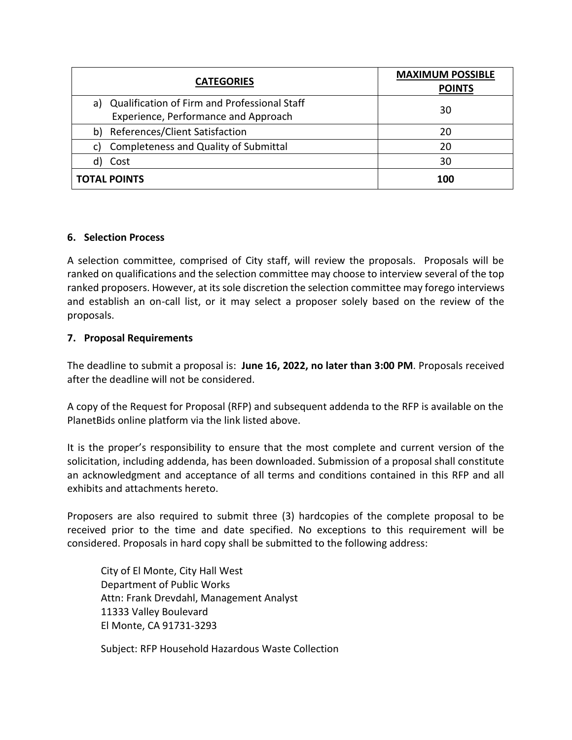| CATEGORIES | MAXIMUM POSSIBLE POINTS |
|---|---|
| a) Qualification of Firm and Professional Staff Experience, Performance and Approach | 30 |
| b) References/Client Satisfaction | 20 |
| c) Completeness and Quality of Submittal | 20 |
| d) Cost | 30 |
| **TOTAL POINTS** | **100** |

**6. Selection Process**

A selection committee, comprised of City staff, will review the proposals. Proposals will be ranked on qualifications and the selection committee may choose to interview several of the top ranked proposers. However, at its sole discretion the selection committee may forego interviews and establish an on-call list, or it may select a proposer solely based on the review of the proposals.

**7. Proposal Requirements**

The deadline to submit a proposal is: **June 16, 2022, no later than 3:00 PM**. Proposals received after the deadline will not be considered.

A copy of the Request for Proposal (RFP) and subsequent addenda to the RFP is available on the PlanetBids online platform via the link listed above.

It is the proper's responsibility to ensure that the most complete and current version of the solicitation, including addenda, has been downloaded. Submission of a proposal shall constitute an acknowledgment and acceptance of all terms and conditions contained in this RFP and all exhibits and attachments hereto.

Proposers are also required to submit three (3) hardcopies of the complete proposal to be received prior to the time and date specified. No exceptions to this requirement will be considered. Proposals in hard copy shall be submitted to the following address:

City of El Monte, City Hall West
Department of Public Works
Attn: Frank Drevdahl, Management Analyst
11333 Valley Boulevard
El Monte, CA 91731-3293

Subject: RFP Household Hazardous Waste Collection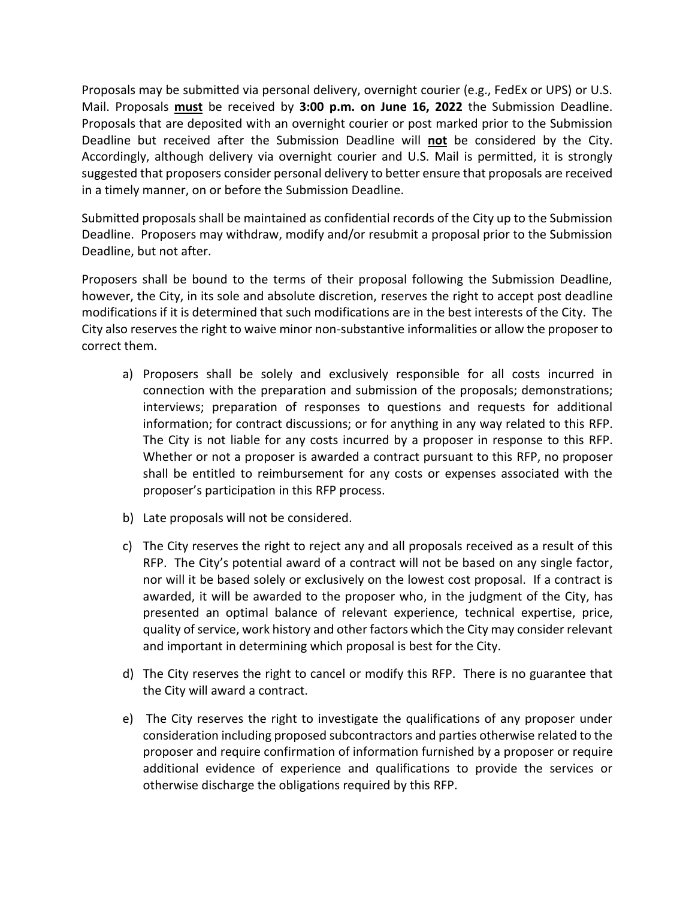Proposals may be submitted via personal delivery, overnight courier (e.g., FedEx or UPS) or U.S. Mail. Proposals **must** be received by **3:00 p.m. on June 16, 2022** the Submission Deadline. Proposals that are deposited with an overnight courier or post marked prior to the Submission Deadline but received after the Submission Deadline will **not** be considered by the City. Accordingly, although delivery via overnight courier and U.S. Mail is permitted, it is strongly suggested that proposers consider personal delivery to better ensure that proposals are received in a timely manner, on or before the Submission Deadline.

Submitted proposals shall be maintained as confidential records of the City up to the Submission Deadline. Proposers may withdraw, modify and/or resubmit a proposal prior to the Submission Deadline, but not after.

Proposers shall be bound to the terms of their proposal following the Submission Deadline, however, the City, in its sole and absolute discretion, reserves the right to accept post deadline modifications if it is determined that such modifications are in the best interests of the City. The City also reserves the right to waive minor non-substantive informalities or allow the proposer to correct them.

a) Proposers shall be solely and exclusively responsible for all costs incurred in connection with the preparation and submission of the proposals; demonstrations; interviews; preparation of responses to questions and requests for additional information; for contract discussions; or for anything in any way related to this RFP. The City is not liable for any costs incurred by a proposer in response to this RFP. Whether or not a proposer is awarded a contract pursuant to this RFP, no proposer shall be entitled to reimbursement for any costs or expenses associated with the proposer's participation in this RFP process.

b) Late proposals will not be considered.

c) The City reserves the right to reject any and all proposals received as a result of this RFP. The City's potential award of a contract will not be based on any single factor, nor will it be based solely or exclusively on the lowest cost proposal. If a contract is awarded, it will be awarded to the proposer who, in the judgment of the City, has presented an optimal balance of relevant experience, technical expertise, price, quality of service, work history and other factors which the City may consider relevant and important in determining which proposal is best for the City.

d) The City reserves the right to cancel or modify this RFP. There is no guarantee that the City will award a contract.

e) The City reserves the right to investigate the qualifications of any proposer under consideration including proposed subcontractors and parties otherwise related to the proposer and require confirmation of information furnished by a proposer or require additional evidence of experience and qualifications to provide the services or otherwise discharge the obligations required by this RFP.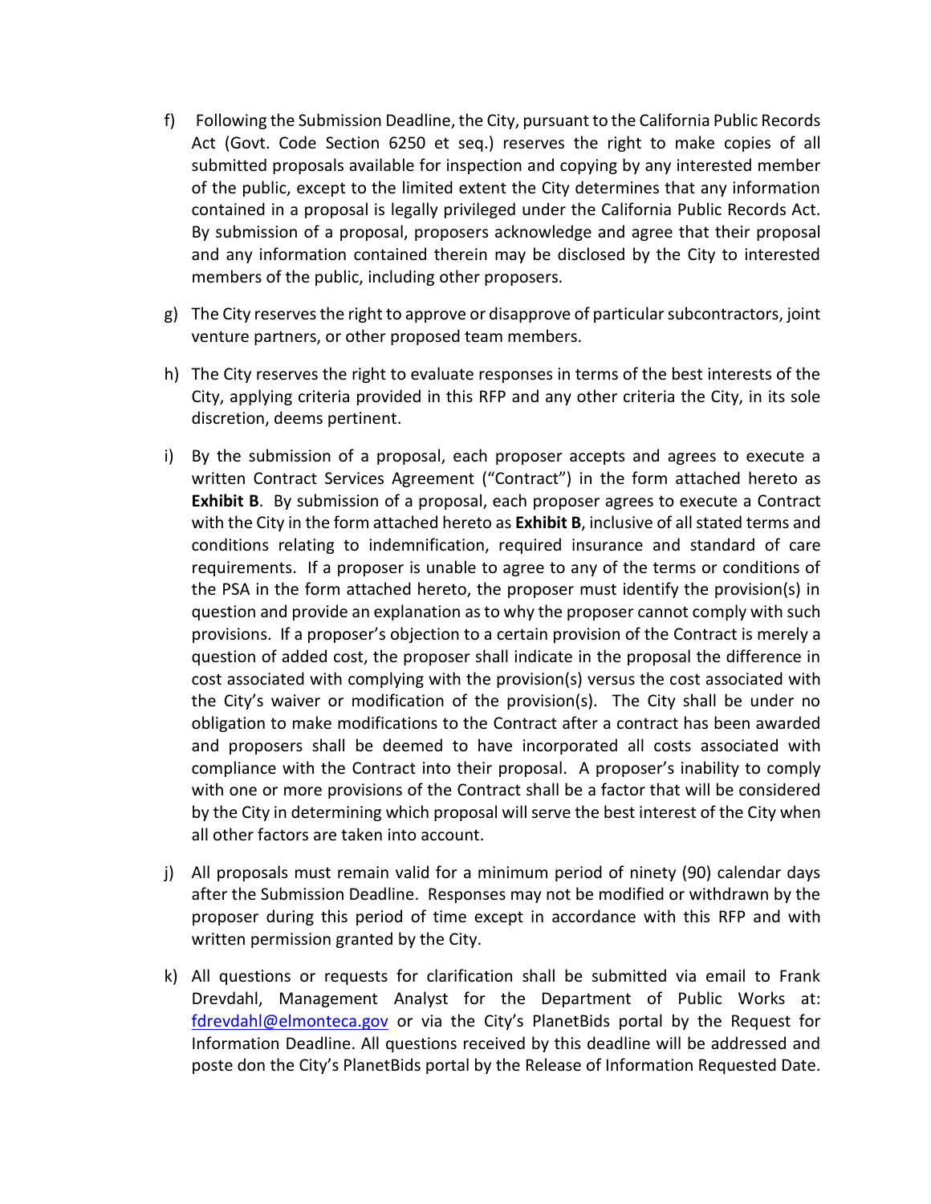f) Following the Submission Deadline, the City, pursuant to the California Public Records Act (Govt. Code Section 6250 et seq.) reserves the right to make copies of all submitted proposals available for inspection and copying by any interested member of the public, except to the limited extent the City determines that any information contained in a proposal is legally privileged under the California Public Records Act. By submission of a proposal, proposers acknowledge and agree that their proposal and any information contained therein may be disclosed by the City to interested members of the public, including other proposers.

g) The City reserves the right to approve or disapprove of particular subcontractors, joint venture partners, or other proposed team members.

h) The City reserves the right to evaluate responses in terms of the best interests of the City, applying criteria provided in this RFP and any other criteria the City, in its sole discretion, deems pertinent.

i) By the submission of a proposal, each proposer accepts and agrees to execute a written Contract Services Agreement ("Contract") in the form attached hereto as **Exhibit B**. By submission of a proposal, each proposer agrees to execute a Contract with the City in the form attached hereto as **Exhibit B**, inclusive of all stated terms and conditions relating to indemnification, required insurance and standard of care requirements. If a proposer is unable to agree to any of the terms or conditions of the PSA in the form attached hereto, the proposer must identify the provision(s) in question and provide an explanation as to why the proposer cannot comply with such provisions. If a proposer's objection to a certain provision of the Contract is merely a question of added cost, the proposer shall indicate in the proposal the difference in cost associated with complying with the provision(s) versus the cost associated with the City's waiver or modification of the provision(s). The City shall be under no obligation to make modifications to the Contract after a contract has been awarded and proposers shall be deemed to have incorporated all costs associated with compliance with the Contract into their proposal. A proposer's inability to comply with one or more provisions of the Contract shall be a factor that will be considered by the City in determining which proposal will serve the best interest of the City when all other factors are taken into account.

j) All proposals must remain valid for a minimum period of ninety (90) calendar days after the Submission Deadline. Responses may not be modified or withdrawn by the proposer during this period of time except in accordance with this RFP and with written permission granted by the City.

k) All questions or requests for clarification shall be submitted via email to Frank Drevdahl, Management Analyst for the Department of Public Works at: fdrevdahl@elmonteca.gov or via the City's PlanetBids portal by the Request for Information Deadline. All questions received by this deadline will be addressed and poste don the City's PlanetBids portal by the Release of Information Requested Date.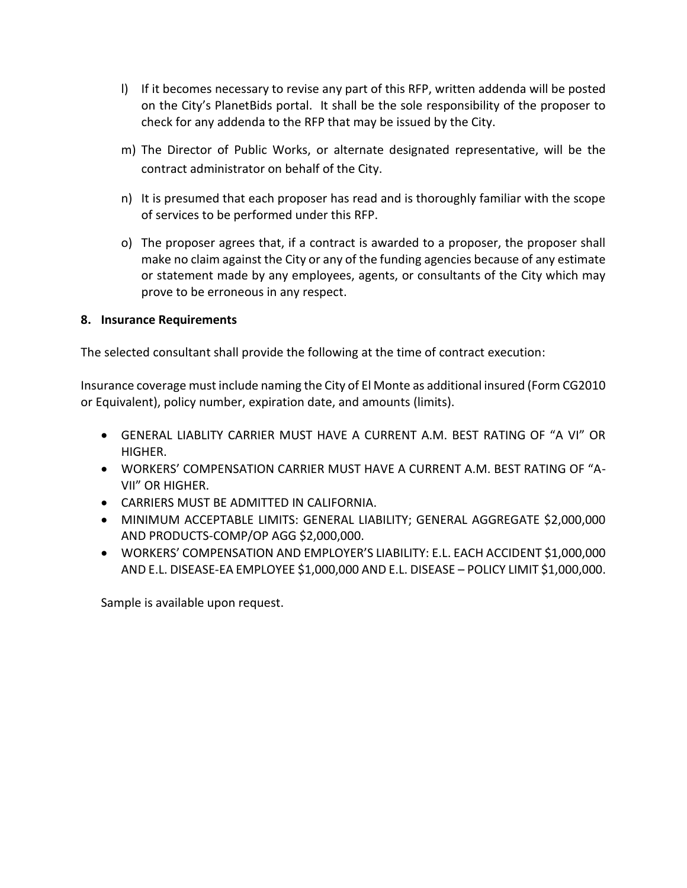l) If it becomes necessary to revise any part of this RFP, written addenda will be posted on the City's PlanetBids portal. It shall be the sole responsibility of the proposer to check for any addenda to the RFP that may be issued by the City.

m) The Director of Public Works, or alternate designated representative, will be the contract administrator on behalf of the City.

n) It is presumed that each proposer has read and is thoroughly familiar with the scope of services to be performed under this RFP.

o) The proposer agrees that, if a contract is awarded to a proposer, the proposer shall make no claim against the City or any of the funding agencies because of any estimate or statement made by any employees, agents, or consultants of the City which may prove to be erroneous in any respect.

## 8. Insurance Requirements

The selected consultant shall provide the following at the time of contract execution:

Insurance coverage must include naming the City of El Monte as additional insured (Form CG2010 or Equivalent), policy number, expiration date, and amounts (limits).

- GENERAL LIABLITY CARRIER MUST HAVE A CURRENT A.M. BEST RATING OF "A VI" OR HIGHER.
- WORKERS' COMPENSATION CARRIER MUST HAVE A CURRENT A.M. BEST RATING OF "A-VII" OR HIGHER.
- CARRIERS MUST BE ADMITTED IN CALIFORNIA.
- MINIMUM ACCEPTABLE LIMITS: GENERAL LIABILITY; GENERAL AGGREGATE $2,000,000 AND PRODUCTS-COMP/OP AGG $2,000,000.
- WORKERS' COMPENSATION AND EMPLOYER'S LIABILITY: E.L. EACH ACCIDENT $1,000,000 AND E.L. DISEASE-EA EMPLOYEE $1,000,000 AND E.L. DISEASE – POLICY LIMIT $1,000,000.

Sample is available upon request.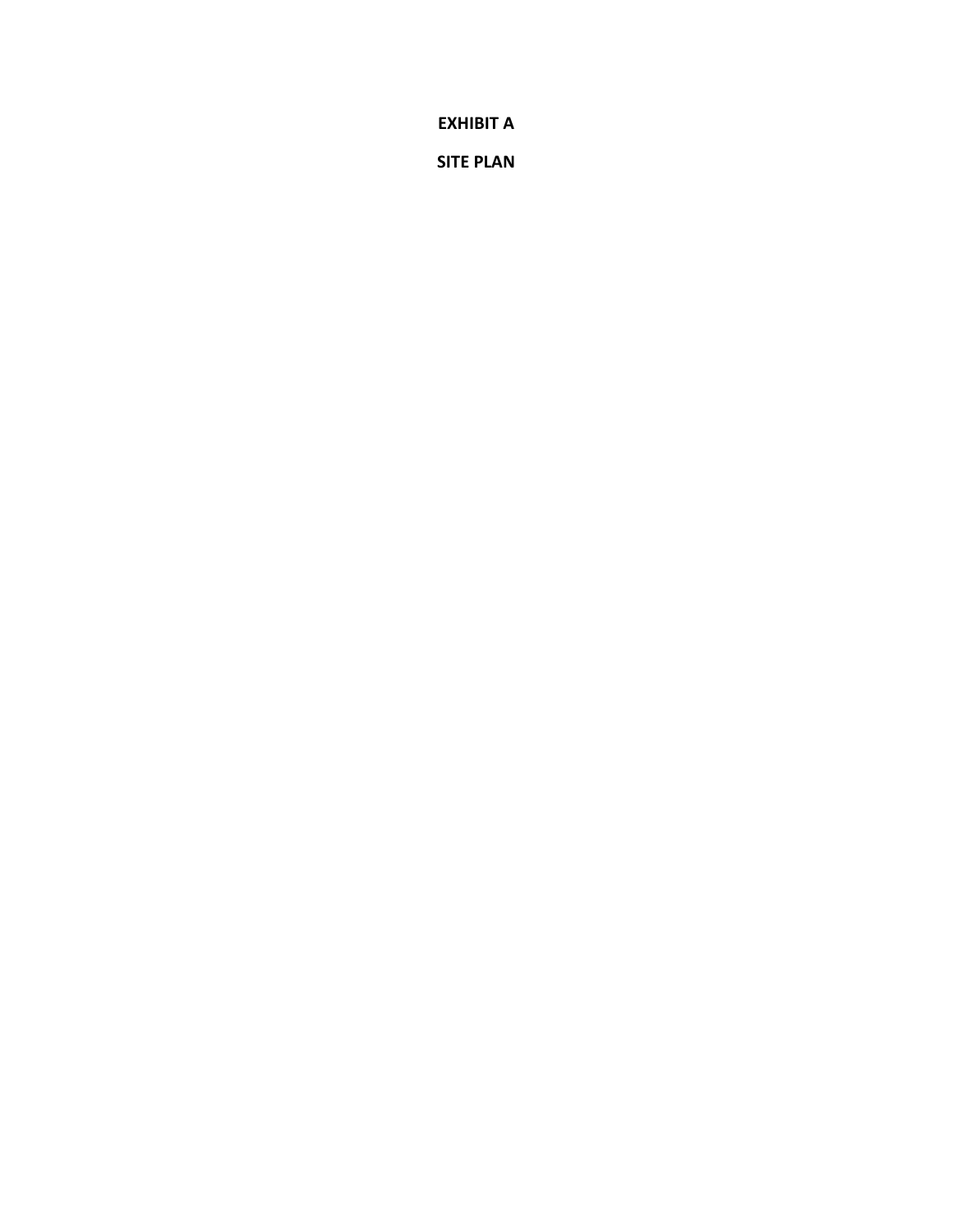**EXHIBIT A**

**SITE PLAN**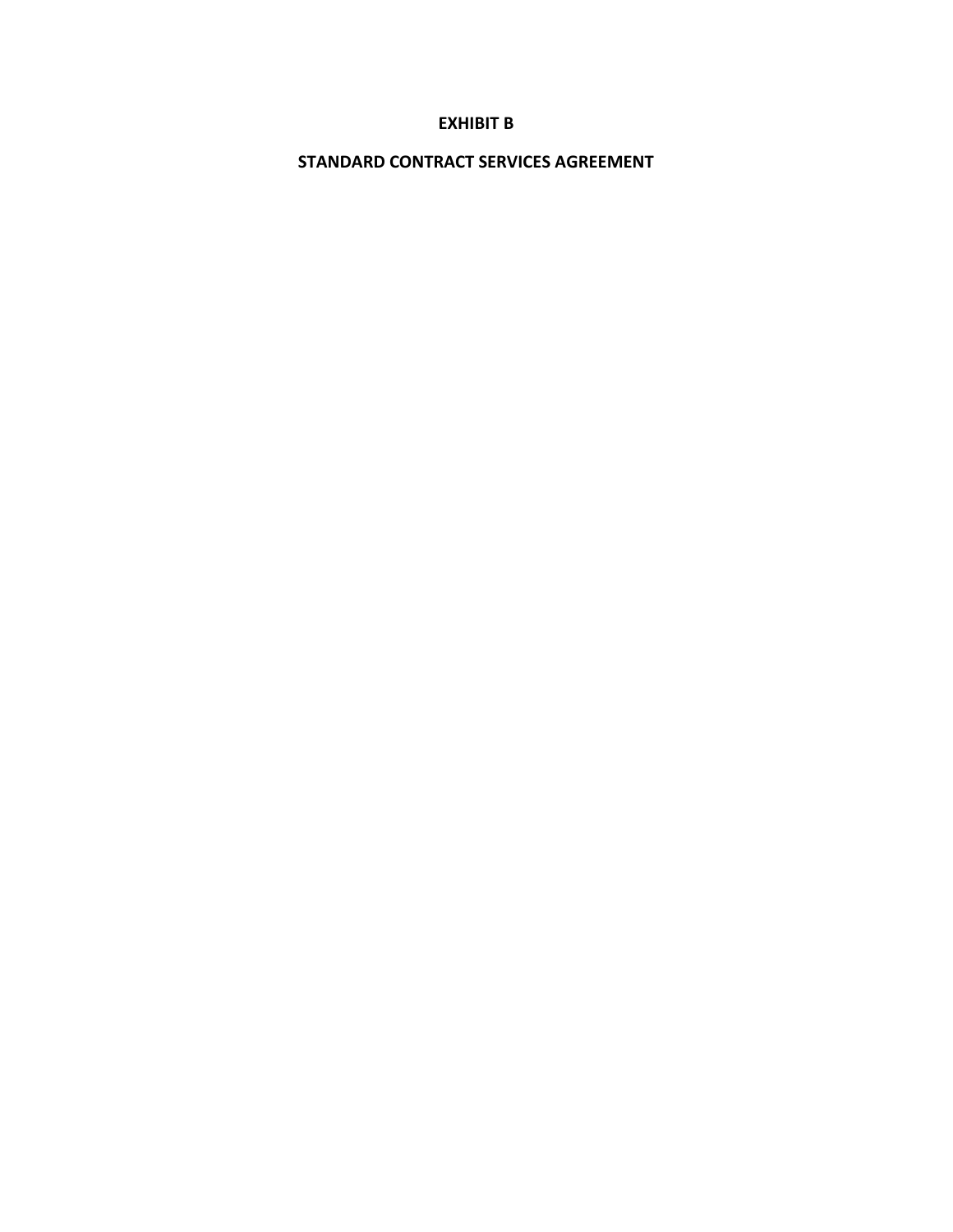# EXHIBIT B

# STANDARD CONTRACT SERVICES AGREEMENT